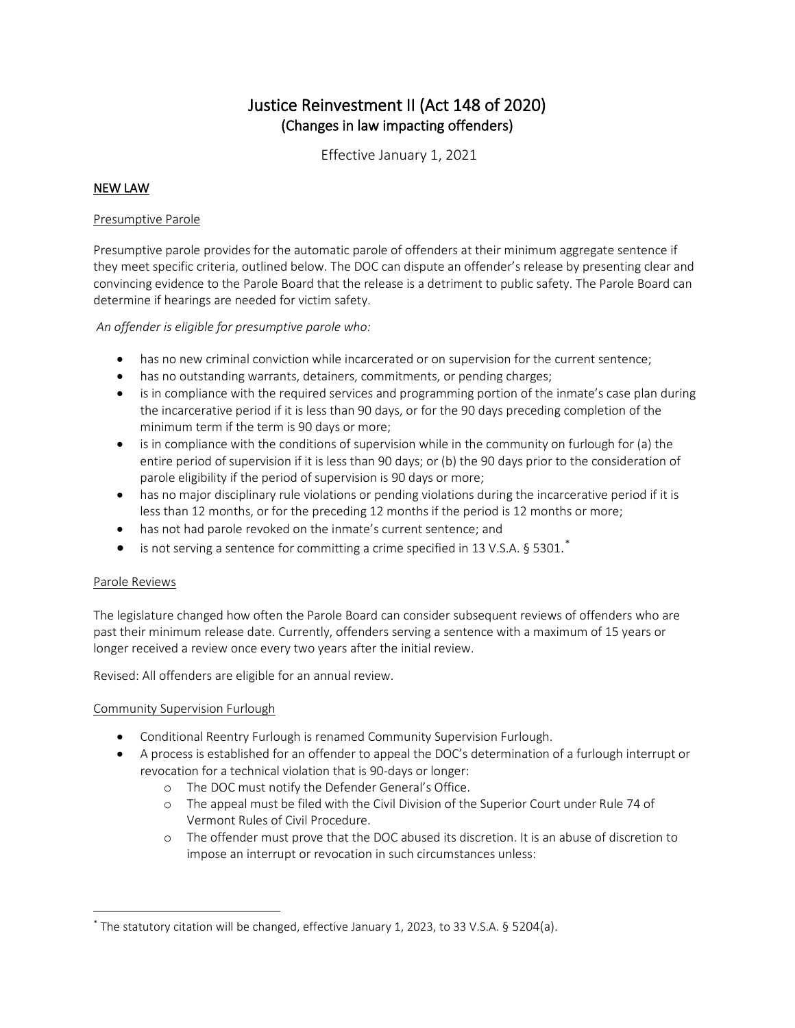# Justice Reinvestment II (Act 148 of 2020)
## (Changes in law impacting offenders)

Effective January 1, 2021

## NEW LAW

### Presumptive Parole

Presumptive parole provides for the automatic parole of offenders at their minimum aggregate sentence if they meet specific criteria, outlined below. The DOC can dispute an offender's release by presenting clear and convincing evidence to the Parole Board that the release is a detriment to public safety. The Parole Board can determine if hearings are needed for victim safety.

*An offender is eligible for presumptive parole who:*

- has no new criminal conviction while incarcerated or on supervision for the current sentence;
- has no outstanding warrants, detainers, commitments, or pending charges;
- is in compliance with the required services and programming portion of the inmate's case plan during the incarcerative period if it is less than 90 days, or for the 90 days preceding completion of the minimum term if the term is 90 days or more;
- is in compliance with the conditions of supervision while in the community on furlough for (a) the entire period of supervision if it is less than 90 days; or (b) the 90 days prior to the consideration of parole eligibility if the period of supervision is 90 days or more;
- has no major disciplinary rule violations or pending violations during the incarcerative period if it is less than 12 months, or for the preceding 12 months if the period is 12 months or more;
- has not had parole revoked on the inmate's current sentence; and
- is not serving a sentence for committing a crime specified in 13 V.S.A. § 5301.[*]

### Parole Reviews

The legislature changed how often the Parole Board can consider subsequent reviews of offenders who are past their minimum release date. Currently, offenders serving a sentence with a maximum of 15 years or longer received a review once every two years after the initial review.

Revised: All offenders are eligible for an annual review.

### Community Supervision Furlough

- Conditional Reentry Furlough is renamed Community Supervision Furlough.
- A process is established for an offender to appeal the DOC's determination of a furlough interrupt or revocation for a technical violation that is 90-days or longer:
  - The DOC must notify the Defender General's Office.
  - The appeal must be filed with the Civil Division of the Superior Court under Rule 74 of Vermont Rules of Civil Procedure.
  - The offender must prove that the DOC abused its discretion. It is an abuse of discretion to impose an interrupt or revocation in such circumstances unless:

---

[*] The statutory citation will be changed, effective January 1, 2023, to 33 V.S.A. § 5204(a).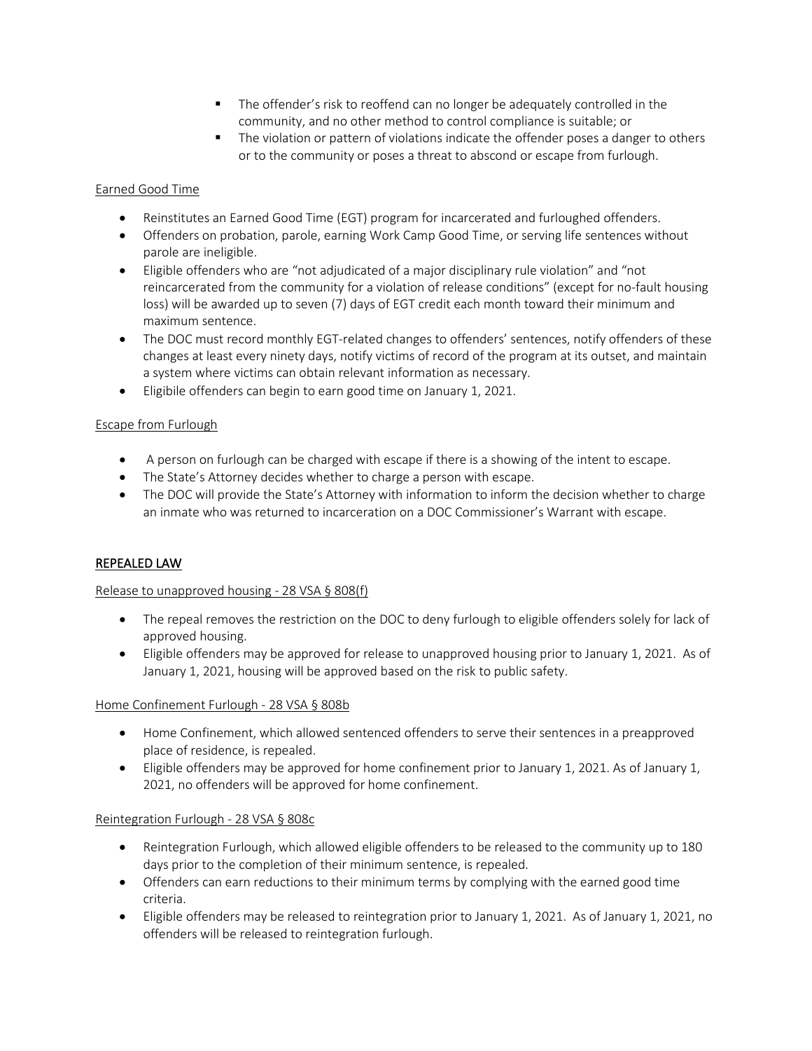- The offender's risk to reoffend can no longer be adequately controlled in the community, and no other method to control compliance is suitable; or
  - The violation or pattern of violations indicate the offender poses a danger to others or to the community or poses a threat to abscond or escape from furlough.

<u>Earned Good Time</u>

- Reinstitutes an Earned Good Time (EGT) program for incarcerated and furloughed offenders.
- Offenders on probation, parole, earning Work Camp Good Time, or serving life sentences without parole are ineligible.
- Eligible offenders who are "not adjudicated of a major disciplinary rule violation" and "not reincarcerated from the community for a violation of release conditions" (except for no-fault housing loss) will be awarded up to seven (7) days of EGT credit each month toward their minimum and maximum sentence.
- The DOC must record monthly EGT-related changes to offenders' sentences, notify offenders of these changes at least every ninety days, notify victims of record of the program at its outset, and maintain a system where victims can obtain relevant information as necessary.
- Eligibile offenders can begin to earn good time on January 1, 2021.

<u>Escape from Furlough</u>

- A person on furlough can be charged with escape if there is a showing of the intent to escape.
- The State's Attorney decides whether to charge a person with escape.
- The DOC will provide the State's Attorney with information to inform the decision whether to charge an inmate who was returned to incarceration on a DOC Commissioner's Warrant with escape.

## <u>REPEALED LAW</u>

<u>Release to unapproved housing - 28 VSA § 808(f)</u>

- The repeal removes the restriction on the DOC to deny furlough to eligible offenders solely for lack of approved housing.
- Eligible offenders may be approved for release to unapproved housing prior to January 1, 2021. As of January 1, 2021, housing will be approved based on the risk to public safety.

<u>Home Confinement Furlough - 28 VSA § 808b</u>

- Home Confinement, which allowed sentenced offenders to serve their sentences in a preapproved place of residence, is repealed.
- Eligible offenders may be approved for home confinement prior to January 1, 2021. As of January 1, 2021, no offenders will be approved for home confinement.

<u>Reintegration Furlough - 28 VSA § 808c</u>

- Reintegration Furlough, which allowed eligible offenders to be released to the community up to 180 days prior to the completion of their minimum sentence, is repealed.
- Offenders can earn reductions to their minimum terms by complying with the earned good time criteria.
- Eligible offenders may be released to reintegration prior to January 1, 2021. As of January 1, 2021, no offenders will be released to reintegration furlough.